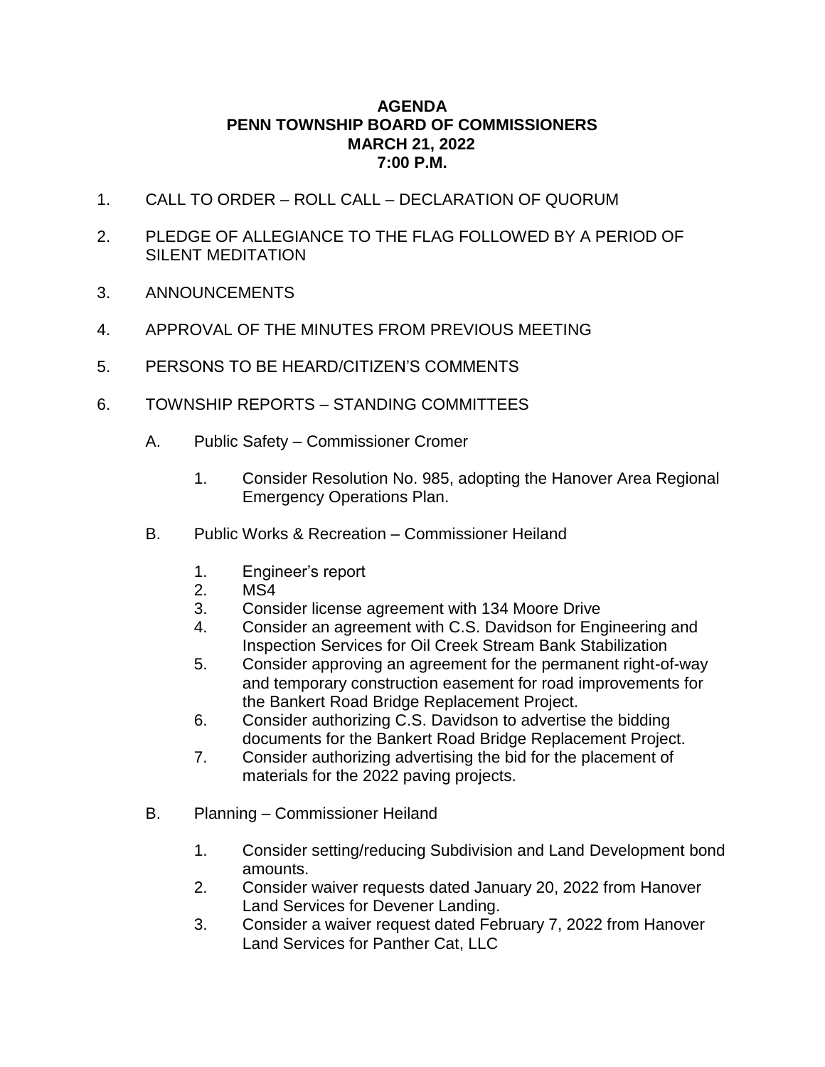**AGENDA**
**PENN TOWNSHIP BOARD OF COMMISSIONERS**
**MARCH 21, 2022**
**7:00 P.M.**

1. CALL TO ORDER – ROLL CALL – DECLARATION OF QUORUM

2. PLEDGE OF ALLEGIANCE TO THE FLAG FOLLOWED BY A PERIOD OF SILENT MEDITATION

3. ANNOUNCEMENTS

4. APPROVAL OF THE MINUTES FROM PREVIOUS MEETING

5. PERSONS TO BE HEARD/CITIZEN'S COMMENTS

6. TOWNSHIP REPORTS – STANDING COMMITTEES

   A. Public Safety – Commissioner Cromer

      1. Consider Resolution No. 985, adopting the Hanover Area Regional Emergency Operations Plan.

   B. Public Works & Recreation – Commissioner Heiland

      1. Engineer's report
      2. MS4
      3. Consider license agreement with 134 Moore Drive
      4. Consider an agreement with C.S. Davidson for Engineering and Inspection Services for Oil Creek Stream Bank Stabilization
      5. Consider approving an agreement for the permanent right-of-way and temporary construction easement for road improvements for the Bankert Road Bridge Replacement Project.
      6. Consider authorizing C.S. Davidson to advertise the bidding documents for the Bankert Road Bridge Replacement Project.
      7. Consider authorizing advertising the bid for the placement of materials for the 2022 paving projects.

   B. Planning – Commissioner Heiland

      1. Consider setting/reducing Subdivision and Land Development bond amounts.
      2. Consider waiver requests dated January 20, 2022 from Hanover Land Services for Devener Landing.
      3. Consider a waiver request dated February 7, 2022 from Hanover Land Services for Panther Cat, LLC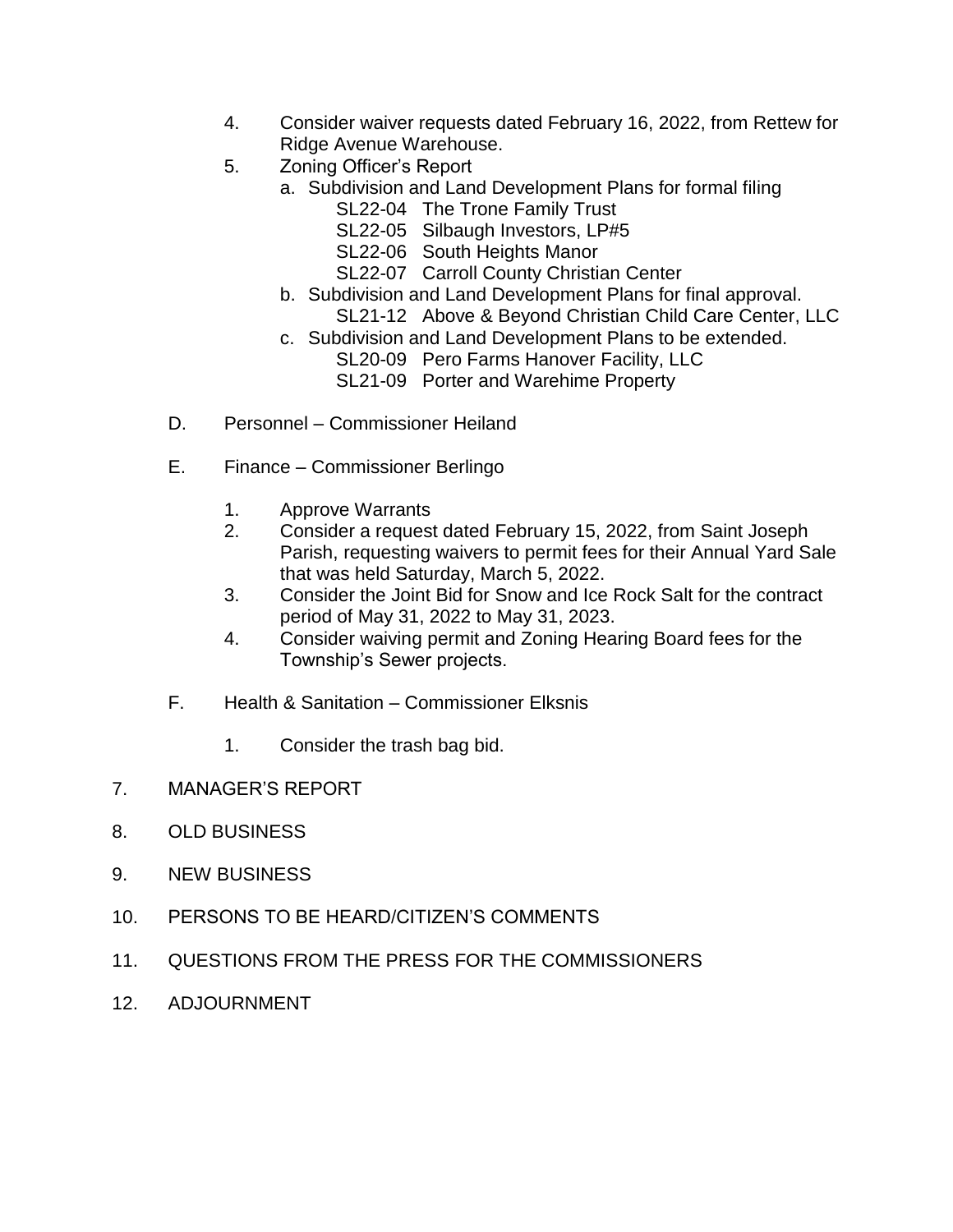4. Consider waiver requests dated February 16, 2022, from Rettew for Ridge Avenue Warehouse.
5. Zoning Officer's Report
   a. Subdivision and Land Development Plans for formal filing
      - SL22-04 The Trone Family Trust
      - SL22-05 Silbaugh Investors, LP#5
      - SL22-06 South Heights Manor
      - SL22-07 Carroll County Christian Center
   b. Subdivision and Land Development Plans for final approval.
      - SL21-12 Above & Beyond Christian Child Care Center, LLC
   c. Subdivision and Land Development Plans to be extended.
      - SL20-09 Pero Farms Hanover Facility, LLC
      - SL21-09 Porter and Warehime Property

D. Personnel – Commissioner Heiland

E. Finance – Commissioner Berlingo

1. Approve Warrants
2. Consider a request dated February 15, 2022, from Saint Joseph Parish, requesting waivers to permit fees for their Annual Yard Sale that was held Saturday, March 5, 2022.
3. Consider the Joint Bid for Snow and Ice Rock Salt for the contract period of May 31, 2022 to May 31, 2023.
4. Consider waiving permit and Zoning Hearing Board fees for the Township's Sewer projects.

F. Health & Sanitation – Commissioner Elksnis

1. Consider the trash bag bid.

7. MANAGER'S REPORT

8. OLD BUSINESS

9. NEW BUSINESS

10. PERSONS TO BE HEARD/CITIZEN'S COMMENTS

11. QUESTIONS FROM THE PRESS FOR THE COMMISSIONERS

12. ADJOURNMENT